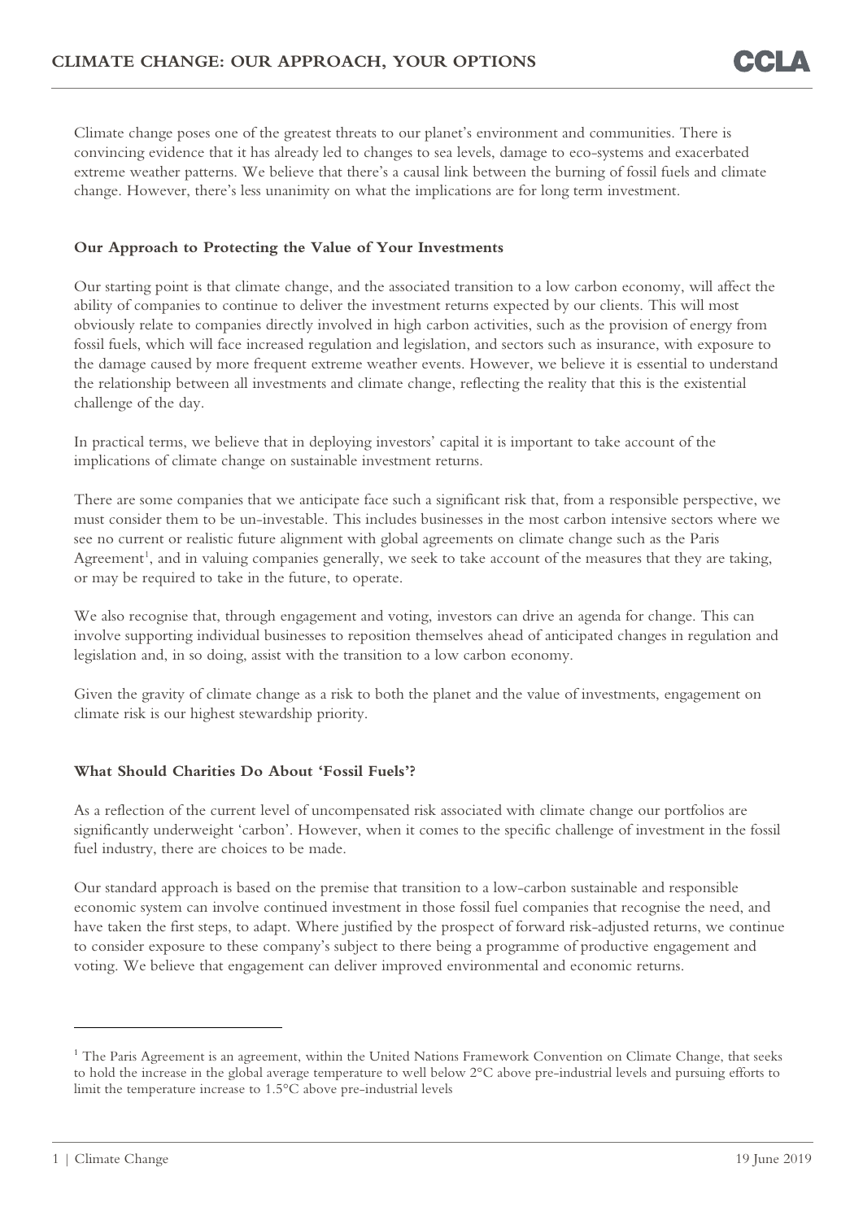# CLIMATE CHANGE: OUR APPROACH, YOUR OPTIONS

Climate change poses one of the greatest threats to our planet's environment and communities. There is convincing evidence that it has already led to changes to sea levels, damage to eco-systems and exacerbated extreme weather patterns. We believe that there's a causal link between the burning of fossil fuels and climate change. However, there's less unanimity on what the implications are for long term investment.

## Our Approach to Protecting the Value of Your Investments

Our starting point is that climate change, and the associated transition to a low carbon economy, will affect the ability of companies to continue to deliver the investment returns expected by our clients. This will most obviously relate to companies directly involved in high carbon activities, such as the provision of energy from fossil fuels, which will face increased regulation and legislation, and sectors such as insurance, with exposure to the damage caused by more frequent extreme weather events. However, we believe it is essential to understand the relationship between all investments and climate change, reflecting the reality that this is the existential challenge of the day.

In practical terms, we believe that in deploying investors' capital it is important to take account of the implications of climate change on sustainable investment returns.

There are some companies that we anticipate face such a significant risk that, from a responsible perspective, we must consider them to be un-investable. This includes businesses in the most carbon intensive sectors where we see no current or realistic future alignment with global agreements on climate change such as the Paris Agreement[1], and in valuing companies generally, we seek to take account of the measures that they are taking, or may be required to take in the future, to operate.

We also recognise that, through engagement and voting, investors can drive an agenda for change. This can involve supporting individual businesses to reposition themselves ahead of anticipated changes in regulation and legislation and, in so doing, assist with the transition to a low carbon economy.

Given the gravity of climate change as a risk to both the planet and the value of investments, engagement on climate risk is our highest stewardship priority.

## What Should Charities Do About 'Fossil Fuels'?

As a reflection of the current level of uncompensated risk associated with climate change our portfolios are significantly underweight 'carbon'. However, when it comes to the specific challenge of investment in the fossil fuel industry, there are choices to be made.

Our standard approach is based on the premise that transition to a low-carbon sustainable and responsible economic system can involve continued investment in those fossil fuel companies that recognise the need, and have taken the first steps, to adapt. Where justified by the prospect of forward risk-adjusted returns, we continue to consider exposure to these company's subject to there being a programme of productive engagement and voting. We believe that engagement can deliver improved environmental and economic returns.

---

[1] The Paris Agreement is an agreement, within the United Nations Framework Convention on Climate Change, that seeks to hold the increase in the global average temperature to well below 2°C above pre-industrial levels and pursuing efforts to limit the temperature increase to 1.5°C above pre-industrial levels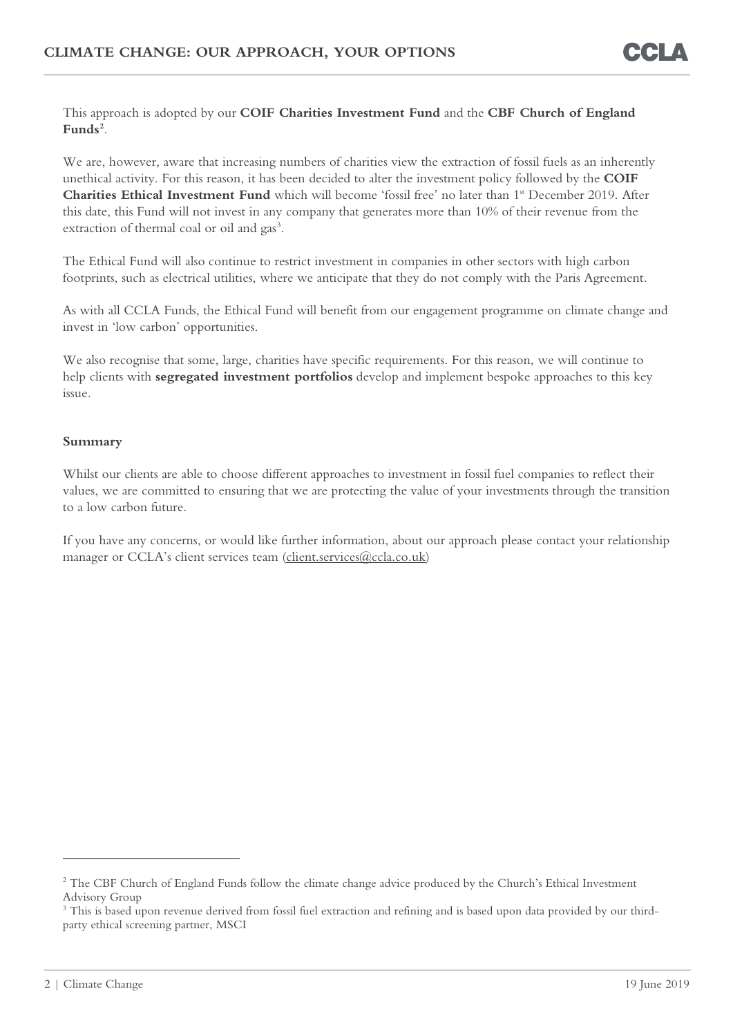This approach is adopted by our **COIF Charities Investment Fund** and the **CBF Church of England Funds**[2].

We are, however, aware that increasing numbers of charities view the extraction of fossil fuels as an inherently unethical activity. For this reason, it has been decided to alter the investment policy followed by the **COIF Charities Ethical Investment Fund** which will become 'fossil free' no later than 1st December 2019. After this date, this Fund will not invest in any company that generates more than 10% of their revenue from the extraction of thermal coal or oil and gas[3].

The Ethical Fund will also continue to restrict investment in companies in other sectors with high carbon footprints, such as electrical utilities, where we anticipate that they do not comply with the Paris Agreement.

As with all CCLA Funds, the Ethical Fund will benefit from our engagement programme on climate change and invest in 'low carbon' opportunities.

We also recognise that some, large, charities have specific requirements. For this reason, we will continue to help clients with **segregated investment portfolios** develop and implement bespoke approaches to this key issue.

**Summary**

Whilst our clients are able to choose different approaches to investment in fossil fuel companies to reflect their values, we are committed to ensuring that we are protecting the value of your investments through the transition to a low carbon future.

If you have any concerns, or would like further information, about our approach please contact your relationship manager or CCLA's client services team (client.services@ccla.co.uk)

---

[2] The CBF Church of England Funds follow the climate change advice produced by the Church's Ethical Investment Advisory Group

[3] This is based upon revenue derived from fossil fuel extraction and refining and is based upon data provided by our third-party ethical screening partner, MSCI